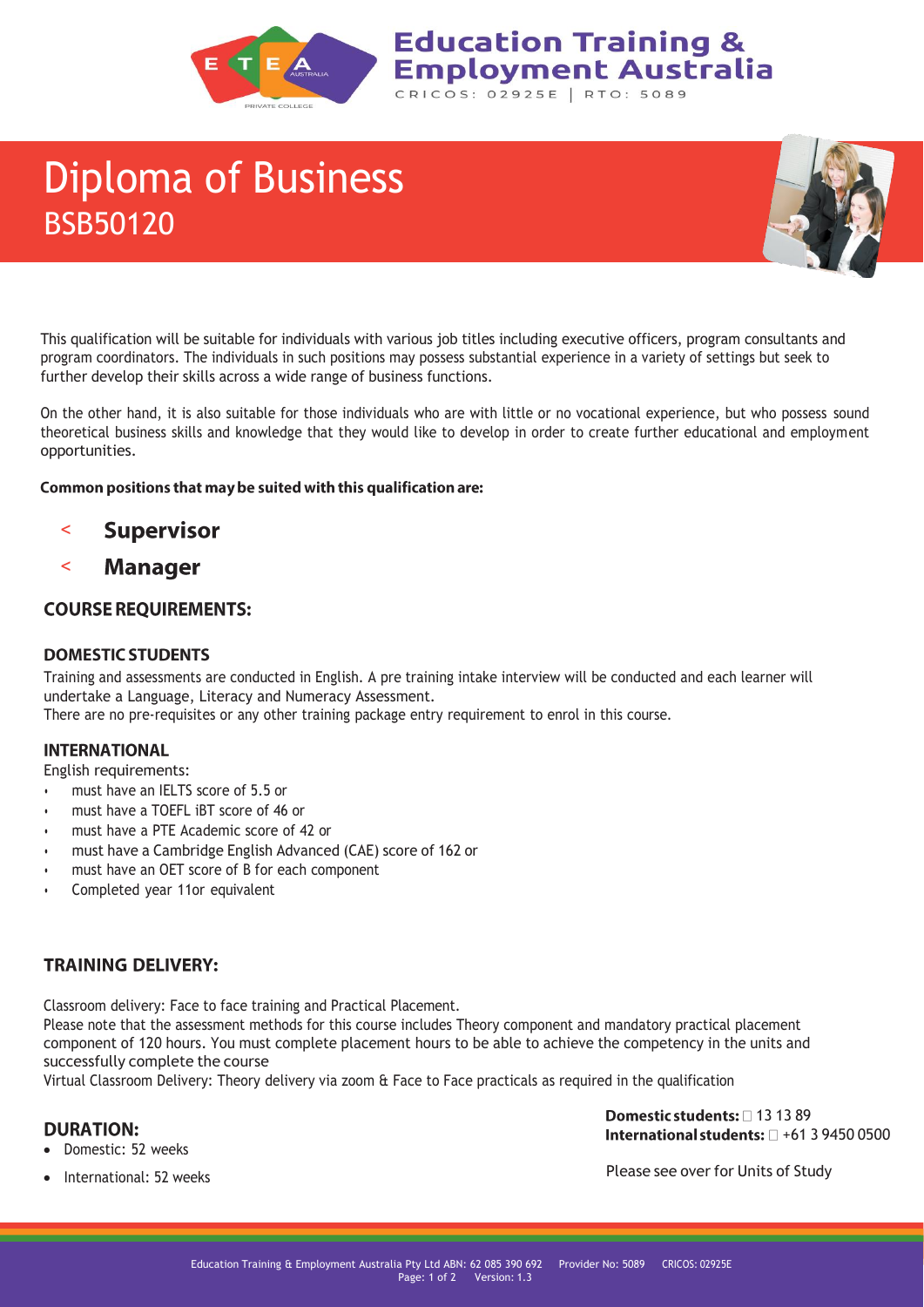Education Training & Employment Australia
CRICOS: 02925E | RTO: 5089

# Diploma of Business
## BSB50120

This qualification will be suitable for individuals with various job titles including executive officers, program consultants and program coordinators. The individuals in such positions may possess substantial experience in a variety of settings but seek to further develop their skills across a wide range of business functions.

On the other hand, it is also suitable for those individuals who are with little or no vocational experience, but who possess sound theoretical business skills and knowledge that they would like to develop in order to create further educational and employment opportunities.

**Common positions that may be suited with this qualification are:**

- **Supervisor**
- **Manager**

## COURSE REQUIREMENTS:

### DOMESTIC STUDENTS

Training and assessments are conducted in English. A pre training intake interview will be conducted and each learner will undertake a Language, Literacy and Numeracy Assessment.
There are no pre-requisites or any other training package entry requirement to enrol in this course.

### INTERNATIONAL

English requirements:

- must have an IELTS score of 5.5 or
- must have a TOEFL iBT score of 46 or
- must have a PTE Academic score of 42 or
- must have a Cambridge English Advanced (CAE) score of 162 or
- must have an OET score of B for each component
- Completed year 11or equivalent

## TRAINING DELIVERY:

Classroom delivery: Face to face training and Practical Placement.
Please note that the assessment methods for this course includes Theory component and mandatory practical placement component of 120 hours. You must complete placement hours to be able to achieve the competency in the units and successfully complete the course
Virtual Classroom Delivery: Theory delivery via zoom & Face to Face practicals as required in the qualification

## DURATION:

- Domestic: 52 weeks
- International: 52 weeks

**Domestic students:** 13 13 89
**International students:** +61 3 9450 0500

Please see over for Units of Study

Education Training & Employment Australia Pty Ltd ABN: 62 085 390 692 Provider No: 5089 CRICOS: 02925E
Version: 1.3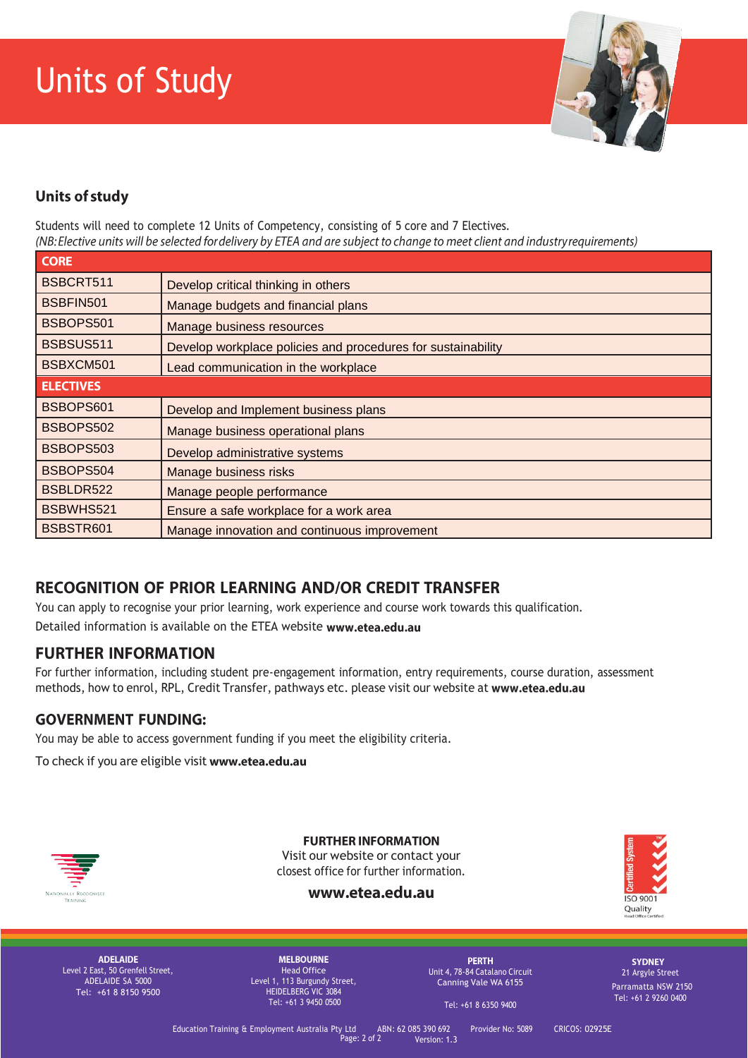# Units of Study

## Units of study

Students will need to complete 12 Units of Competency, consisting of 5 core and 7 Electives.
*(NB: Elective units will be selected for delivery by ETEA and are subject to change to meet client and industry requirements)*

| | |
|---|---|
| **CORE** | |
| BSBCRT511 | Develop critical thinking in others |
| BSBFIN501 | Manage budgets and financial plans |
| BSBOPS501 | Manage business resources |
| BSBSUS511 | Develop workplace policies and procedures for sustainability |
| BSBXCM501 | Lead communication in the workplace |
| **ELECTIVES** | |
| BSBOPS601 | Develop and Implement business plans |
| BSBOPS502 | Manage business operational plans |
| BSBOPS503 | Develop administrative systems |
| BSBOPS504 | Manage business risks |
| BSBLDR522 | Manage people performance |
| BSBWHS521 | Ensure a safe workplace for a work area |
| BSBSTR601 | Manage innovation and continuous improvement |

## RECOGNITION OF PRIOR LEARNING AND/OR CREDIT TRANSFER

You can apply to recognise your prior learning, work experience and course work towards this qualification.
Detailed information is available on the ETEA website **www.etea.edu.au**

## FURTHER INFORMATION

For further information, including student pre-engagement information, entry requirements, course duration, assessment methods, how to enrol, RPL, Credit Transfer, pathways etc. please visit our website at **www.etea.edu.au**

## GOVERNMENT FUNDING:

You may be able to access government funding if you meet the eligibility criteria.

To check if you are eligible visit **www.etea.edu.au**

NATIONALLY RECOGNISED TRAINING

**FURTHER INFORMATION**
Visit our website or contact your closest office for further information.

**www.etea.edu.au**

Certified System ISO 9001 Quality Head Office Certified

**ADELAIDE**
Level 2 East, 50 Grenfell Street,
ADELAIDE SA 5000
Tel: +61 8 8150 9500

**MELBOURNE**
Head Office
Level 1, 113 Burgundy Street,
HEIDELBERG VIC 3084
Tel: +61 3 9450 0500

**PERTH**
Unit 4, 78-84 Catalano Circuit
Canning Vale WA 6155
Tel: +61 8 6350 9400

**SYDNEY**
21 Argyle Street
Parramatta NSW 2150
Tel: +61 2 9260 0400

Education Training & Employment Australia Pty Ltd ABN: 62 085 390 692 Provider No: 5089 CRICOS: 02925E
Version: 1.3